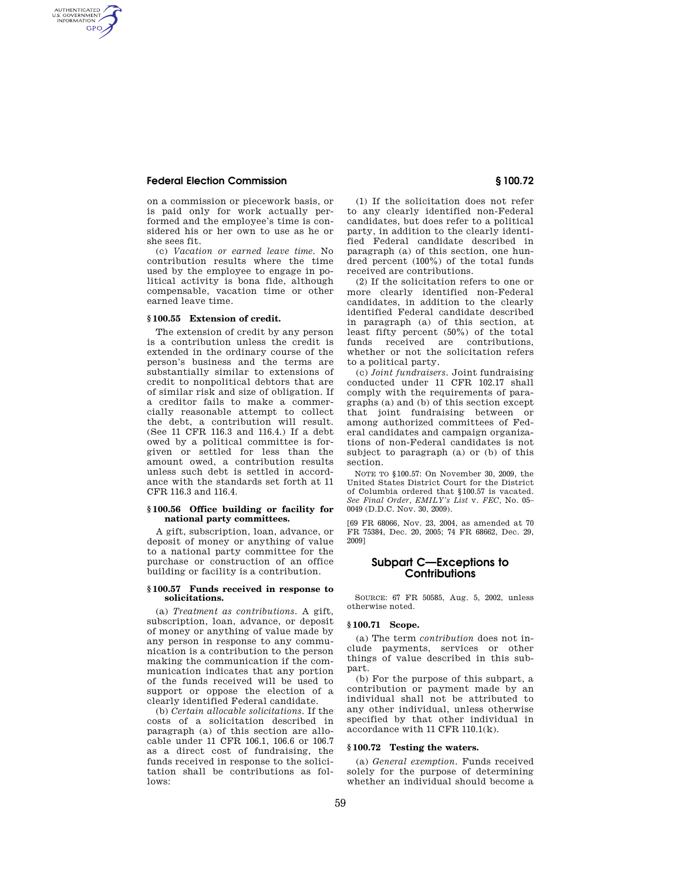on a commission or piecework basis, or is paid only for work actually performed and the employee's time is considered his or her own to use as he or she sees fit.

(c) *Vacation or earned leave time.* No contribution results where the time used by the employee to engage in political activity is bona fide, although compensable, vacation time or other earned leave time.

### § 100.55 Extension of credit.

The extension of credit by any person is a contribution unless the credit is extended in the ordinary course of the person's business and the terms are substantially similar to extensions of credit to nonpolitical debtors that are of similar risk and size of obligation. If a creditor fails to make a commercially reasonable attempt to collect the debt, a contribution will result. (See 11 CFR 116.3 and 116.4.) If a debt owed by a political committee is forgiven or settled for less than the amount owed, a contribution results unless such debt is settled in accordance with the standards set forth at 11 CFR 116.3 and 116.4.

### § 100.56 Office building or facility for national party committees.

A gift, subscription, loan, advance, or deposit of money or anything of value to a national party committee for the purchase or construction of an office building or facility is a contribution.

### § 100.57 Funds received in response to solicitations.

(a) *Treatment as contributions.* A gift, subscription, loan, advance, or deposit of money or anything of value made by any person in response to any communication is a contribution to the person making the communication if the communication indicates that any portion of the funds received will be used to support or oppose the election of a clearly identified Federal candidate.

(b) *Certain allocable solicitations.* If the costs of a solicitation described in paragraph (a) of this section are allocable under 11 CFR 106.1, 106.6 or 106.7 as a direct cost of fundraising, the funds received in response to the solicitation shall be contributions as follows:

(1) If the solicitation does not refer to any clearly identified non-Federal candidates, but does refer to a political party, in addition to the clearly identified Federal candidate described in paragraph (a) of this section, one hundred percent (100%) of the total funds received are contributions.

(2) If the solicitation refers to one or more clearly identified non-Federal candidates, in addition to the clearly identified Federal candidate described in paragraph (a) of this section, at least fifty percent (50%) of the total funds received are contributions, whether or not the solicitation refers to a political party.

(c) *Joint fundraisers.* Joint fundraising conducted under 11 CFR 102.17 shall comply with the requirements of paragraphs (a) and (b) of this section except that joint fundraising between or among authorized committees of Federal candidates and campaign organizations of non-Federal candidates is not subject to paragraph (a) or (b) of this section.

NOTE TO §100.57: On November 30, 2009, the United States District Court for the District of Columbia ordered that §100.57 is vacated. *See Final Order, EMILY's List* v. *FEC*, No. 05–0049 (D.D.C. Nov. 30, 2009).

[69 FR 68066, Nov. 23, 2004, as amended at 70 FR 75384, Dec. 20, 2005; 74 FR 68662, Dec. 29, 2009]

## Subpart C—Exceptions to Contributions

SOURCE: 67 FR 50585, Aug. 5, 2002, unless otherwise noted.

### § 100.71 Scope.

(a) The term *contribution* does not include payments, services or other things of value described in this subpart.

(b) For the purpose of this subpart, a contribution or payment made by an individual shall not be attributed to any other individual, unless otherwise specified by that other individual in accordance with 11 CFR 110.1(k).

### § 100.72 Testing the waters.

(a) *General exemption.* Funds received solely for the purpose of determining whether an individual should become a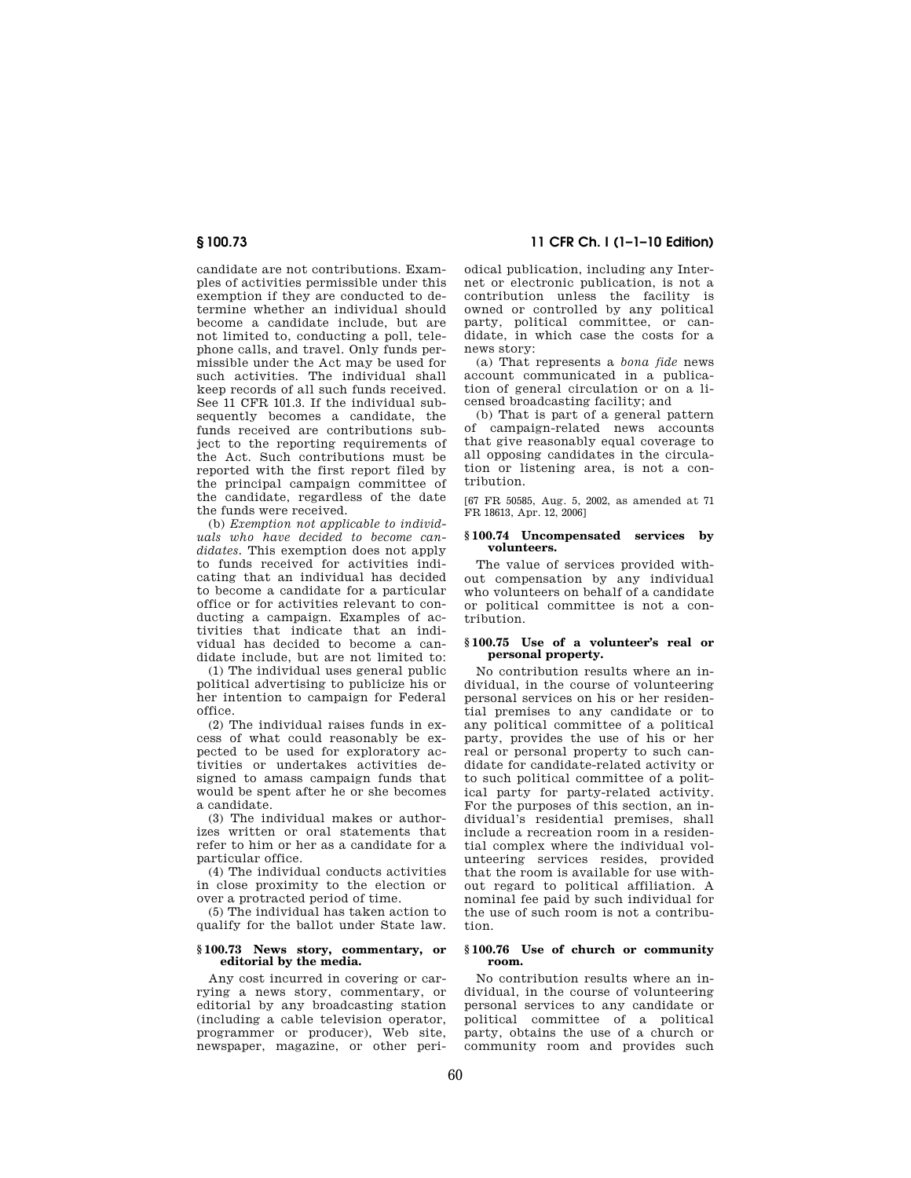candidate are not contributions. Examples of activities permissible under this exemption if they are conducted to determine whether an individual should become a candidate include, but are not limited to, conducting a poll, telephone calls, and travel. Only funds permissible under the Act may be used for such activities. The individual shall keep records of all such funds received. See 11 CFR 101.3. If the individual subsequently becomes a candidate, the funds received are contributions subject to the reporting requirements of the Act. Such contributions must be reported with the first report filed by the principal campaign committee of the candidate, regardless of the date the funds were received.

(b) *Exemption not applicable to individuals who have decided to become candidates.* This exemption does not apply to funds received for activities indicating that an individual has decided to become a candidate for a particular office or for activities relevant to conducting a campaign. Examples of activities that indicate that an individual has decided to become a candidate include, but are not limited to:

(1) The individual uses general public political advertising to publicize his or her intention to campaign for Federal office.

(2) The individual raises funds in excess of what could reasonably be expected to be used for exploratory activities or undertakes activities designed to amass campaign funds that would be spent after he or she becomes a candidate.

(3) The individual makes or authorizes written or oral statements that refer to him or her as a candidate for a particular office.

(4) The individual conducts activities in close proximity to the election or over a protracted period of time.

(5) The individual has taken action to qualify for the ballot under State law.

### § 100.73 News story, commentary, or editorial by the media.

Any cost incurred in covering or carrying a news story, commentary, or editorial by any broadcasting station (including a cable television operator, programmer or producer), Web site, newspaper, magazine, or other periodical publication, including any Internet or electronic publication, is not a contribution unless the facility is owned or controlled by any political party, political committee, or candidate, in which case the costs for a news story:

(a) That represents a *bona fide* news account communicated in a publication of general circulation or on a licensed broadcasting facility; and

(b) That is part of a general pattern of campaign-related news accounts that give reasonably equal coverage to all opposing candidates in the circulation or listening area, is not a contribution.

[67 FR 50585, Aug. 5, 2002, as amended at 71 FR 18613, Apr. 12, 2006]

### § 100.74 Uncompensated services by volunteers.

The value of services provided without compensation by any individual who volunteers on behalf of a candidate or political committee is not a contribution.

### § 100.75 Use of a volunteer's real or personal property.

No contribution results where an individual, in the course of volunteering personal services on his or her residential premises to any candidate or to any political committee of a political party, provides the use of his or her real or personal property to such candidate for candidate-related activity or to such political committee of a political party for party-related activity. For the purposes of this section, an individual's residential premises, shall include a recreation room in a residential complex where the individual volunteering services resides, provided that the room is available for use without regard to political affiliation. A nominal fee paid by such individual for the use of such room is not a contribution.

### § 100.76 Use of church or community room.

No contribution results where an individual, in the course of volunteering personal services to any candidate or political committee of a political party, obtains the use of a church or community room and provides such